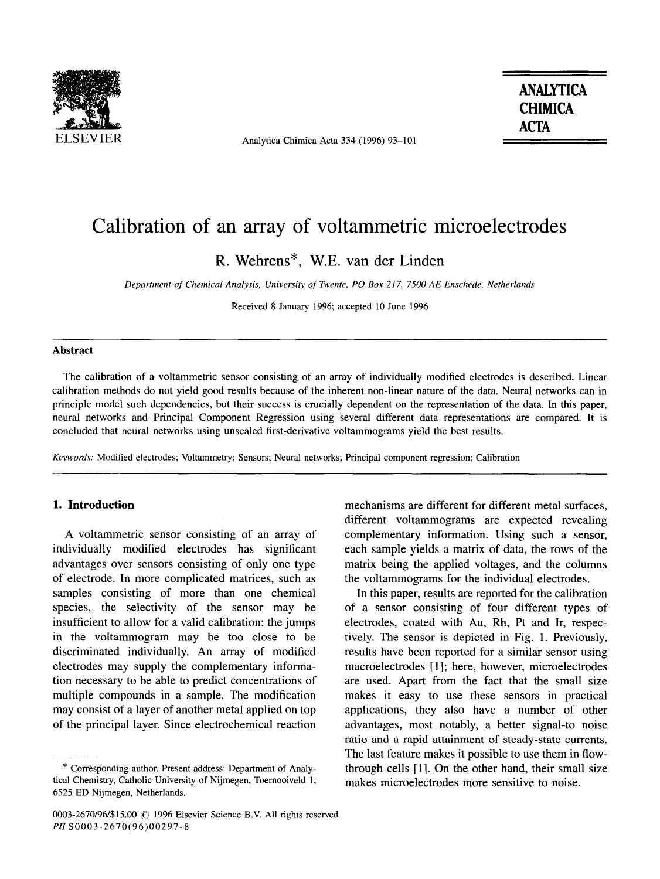# Calibration of an array of voltammetric microelectrodes

R. Wehrens*, W.E. van der Linden

*Department of Chemical Analysis, University of Twente, PO Box 217, 7500 AE Enschede, Netherlands*

Received 8 January 1996; accepted 10 June 1996

## Abstract

The calibration of a voltammetric sensor consisting of an array of individually modified electrodes is described. Linear calibration methods do not yield good results because of the inherent non-linear nature of the data. Neural networks can in principle model such dependencies, but their success is crucially dependent on the representation of the data. In this paper, neural networks and Principal Component Regression using several different data representations are compared. It is concluded that neural networks using unscaled first-derivative voltammograms yield the best results.

*Keywords:* Modified electrodes; Voltammetry; Sensors; Neural networks; Principal component regression; Calibration

## 1. Introduction

A voltammetric sensor consisting of an array of individually modified electrodes has significant advantages over sensors consisting of only one type of electrode. In more complicated matrices, such as samples consisting of more than one chemical species, the selectivity of the sensor may be insufficient to allow for a valid calibration: the jumps in the voltammogram may be too close to be discriminated individually. An array of modified electrodes may supply the complementary information necessary to be able to predict concentrations of multiple compounds in a sample. The modification may consist of a layer of another metal applied on top of the principal layer. Since electrochemical reaction mechanisms are different for different metal surfaces, different voltammograms are expected revealing complementary information. Using such a sensor, each sample yields a matrix of data, the rows of the matrix being the applied voltages, and the columns the voltammograms for the individual electrodes.

In this paper, results are reported for the calibration of a sensor consisting of four different types of electrodes, coated with Au, Rh, Pt and Ir, respectively. The sensor is depicted in Fig. 1. Previously, results have been reported for a similar sensor using macroelectrodes [1]; here, however, microelectrodes are used. Apart from the fact that the small size makes it easy to use these sensors in practical applications, they also have a number of other advantages, most notably, a better signal-to noise ratio and a rapid attainment of steady-state currents. The last feature makes it possible to use them in flow-through cells [1]. On the other hand, their small size makes microelectrodes more sensitive to noise.

---

* Corresponding author. Present address: Department of Analytical Chemistry, Catholic University of Nijmegen, Toernooiveld 1, 6525 ED Nijmegen, Netherlands.

0003-2670/96/$15.00 © 1996 Elsevier Science B.V. All rights reserved
*PII* S0003-2670(96)00297-8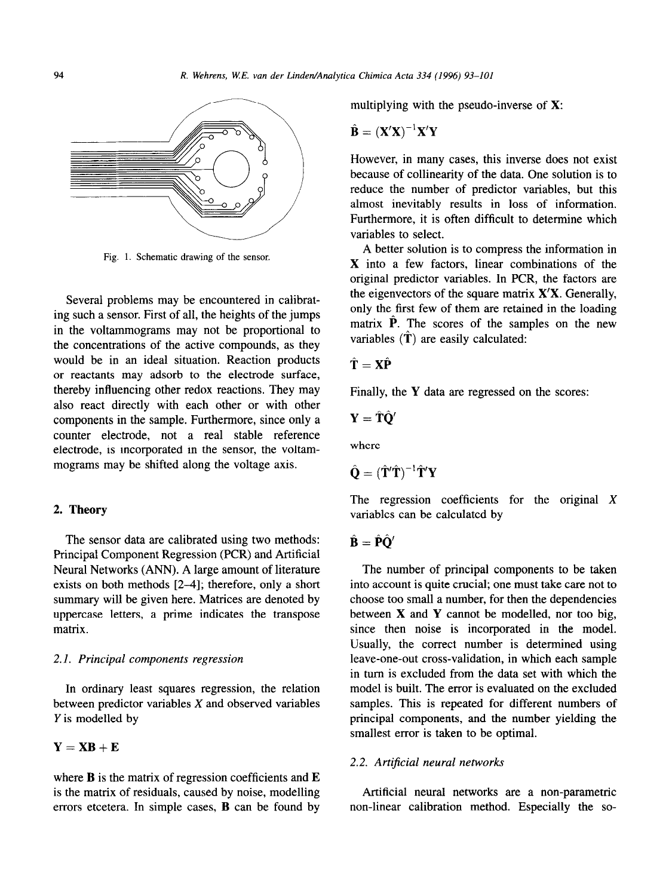Fig. 1. Schematic drawing of the sensor.

Several problems may be encountered in calibrating such a sensor. First of all, the heights of the jumps in the voltammograms may not be proportional to the concentrations of the active compounds, as they would be in an ideal situation. Reaction products or reactants may adsorb to the electrode surface, thereby influencing other redox reactions. They may also react directly with each other or with other components in the sample. Furthermore, since only a counter electrode, not a real stable reference electrode, is incorporated in the sensor, the voltammograms may be shifted along the voltage axis.

## 2. Theory

The sensor data are calibrated using two methods: Principal Component Regression (PCR) and Artificial Neural Networks (ANN). A large amount of literature exists on both methods [2–4]; therefore, only a short summary will be given here. Matrices are denoted by uppercase letters, a prime indicates the transpose matrix.

### 2.1. Principal components regression

In ordinary least squares regression, the relation between predictor variables $X$ and observed variables $Y$ is modelled by

$$\mathbf{Y} = \mathbf{XB} + \mathbf{E}$$

where $\mathbf{B}$ is the matrix of regression coefficients and $\mathbf{E}$ is the matrix of residuals, caused by noise, modelling errors etcetera. In simple cases, $\mathbf{B}$ can be found by multiplying with the pseudo-inverse of $\mathbf{X}$:

$$\hat{\mathbf{B}} = (\mathbf{X}'\mathbf{X})^{-1}\mathbf{X}'\mathbf{Y}$$

However, in many cases, this inverse does not exist because of collinearity of the data. One solution is to reduce the number of predictor variables, but this almost inevitably results in loss of information. Furthermore, it is often difficult to determine which variables to select.

A better solution is to compress the information in $\mathbf{X}$ into a few factors, linear combinations of the original predictor variables. In PCR, the factors are the eigenvectors of the square matrix $\mathbf{X}'\mathbf{X}$. Generally, only the first few of them are retained in the loading matrix $\hat{\mathbf{P}}$. The scores of the samples on the new variables ($\hat{\mathbf{T}}$) are easily calculated:

$$\hat{\mathbf{T}} = \mathbf{X}\hat{\mathbf{P}}$$

Finally, the $\mathbf{Y}$ data are regressed on the scores:

$$\mathbf{Y} = \hat{\mathbf{T}}\hat{\mathbf{Q}}'$$

where

$$\hat{\mathbf{Q}} = (\hat{\mathbf{T}}'\hat{\mathbf{T}})^{-1}\hat{\mathbf{T}}'\mathbf{Y}$$

The regression coefficients for the original $X$ variables can be calculated by

$$\hat{\mathbf{B}} = \hat{\mathbf{P}}\hat{\mathbf{Q}}'$$

The number of principal components to be taken into account is quite crucial; one must take care not to choose too small a number, for then the dependencies between $\mathbf{X}$ and $\mathbf{Y}$ cannot be modelled, nor too big, since then noise is incorporated in the model. Usually, the correct number is determined using leave-one-out cross-validation, in which each sample in turn is excluded from the data set with which the model is built. The error is evaluated on the excluded samples. This is repeated for different numbers of principal components, and the number yielding the smallest error is taken to be optimal.

### 2.2. Artificial neural networks

Artificial neural networks are a non-parametric non-linear calibration method. Especially the so-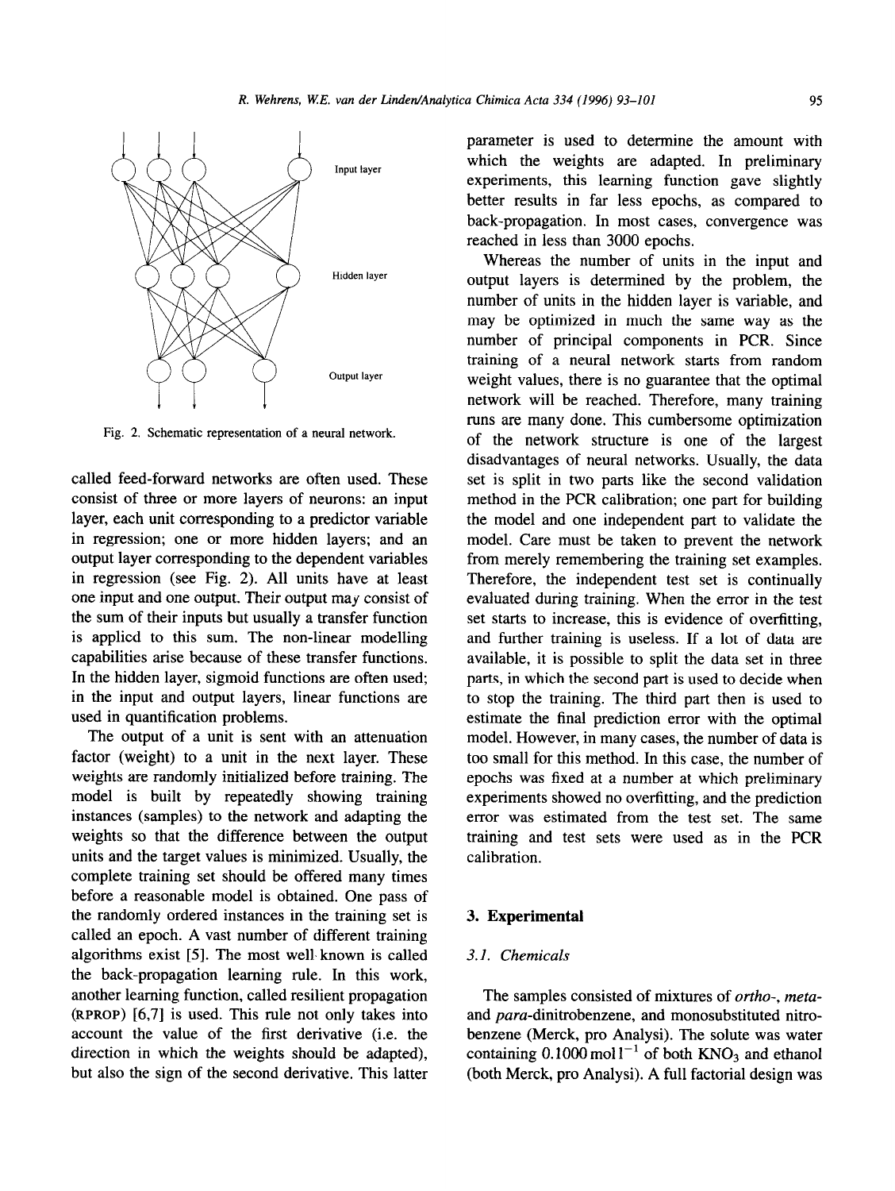Fig. 2. Schematic representation of a neural network.

called feed-forward networks are often used. These consist of three or more layers of neurons: an input layer, each unit corresponding to a predictor variable in regression; one or more hidden layers; and an output layer corresponding to the dependent variables in regression (see Fig. 2). All units have at least one input and one output. Their output may consist of the sum of their inputs but usually a transfer function is applied to this sum. The non-linear modelling capabilities arise because of these transfer functions. In the hidden layer, sigmoid functions are often used; in the input and output layers, linear functions are used in quantification problems.

The output of a unit is sent with an attenuation factor (weight) to a unit in the next layer. These weights are randomly initialized before training. The model is built by repeatedly showing training instances (samples) to the network and adapting the weights so that the difference between the output units and the target values is minimized. Usually, the complete training set should be offered many times before a reasonable model is obtained. One pass of the randomly ordered instances in the training set is called an epoch. A vast number of different training algorithms exist [5]. The most well known is called the back-propagation learning rule. In this work, another learning function, called resilient propagation (RPROP) [6,7] is used. This rule not only takes into account the value of the first derivative (i.e. the direction in which the weights should be adapted), but also the sign of the second derivative. This latter parameter is used to determine the amount with which the weights are adapted. In preliminary experiments, this learning function gave slightly better results in far less epochs, as compared to back-propagation. In most cases, convergence was reached in less than 3000 epochs.

Whereas the number of units in the input and output layers is determined by the problem, the number of units in the hidden layer is variable, and may be optimized in much the same way as the number of principal components in PCR. Since training of a neural network starts from random weight values, there is no guarantee that the optimal network will be reached. Therefore, many training runs are many done. This cumbersome optimization of the network structure is one of the largest disadvantages of neural networks. Usually, the data set is split in two parts like the second validation method in the PCR calibration; one part for building the model and one independent part to validate the model. Care must be taken to prevent the network from merely remembering the training set examples. Therefore, the independent test set is continually evaluated during training. When the error in the test set starts to increase, this is evidence of overfitting, and further training is useless. If a lot of data are available, it is possible to split the data set in three parts, in which the second part is used to decide when to stop the training. The third part then is used to estimate the final prediction error with the optimal model. However, in many cases, the number of data is too small for this method. In this case, the number of epochs was fixed at a number at which preliminary experiments showed no overfitting, and the prediction error was estimated from the test set. The same training and test sets were used as in the PCR calibration.

## 3. Experimental

### 3.1. Chemicals

The samples consisted of mixtures of *ortho-*, *meta-* and *para-*dinitrobenzene, and monosubstituted nitrobenzene (Merck, pro Analysi). The solute was water containing 0.1000 mol $l^{-1}$ of both $KNO_3$ and ethanol (both Merck, pro Analysi). A full factorial design was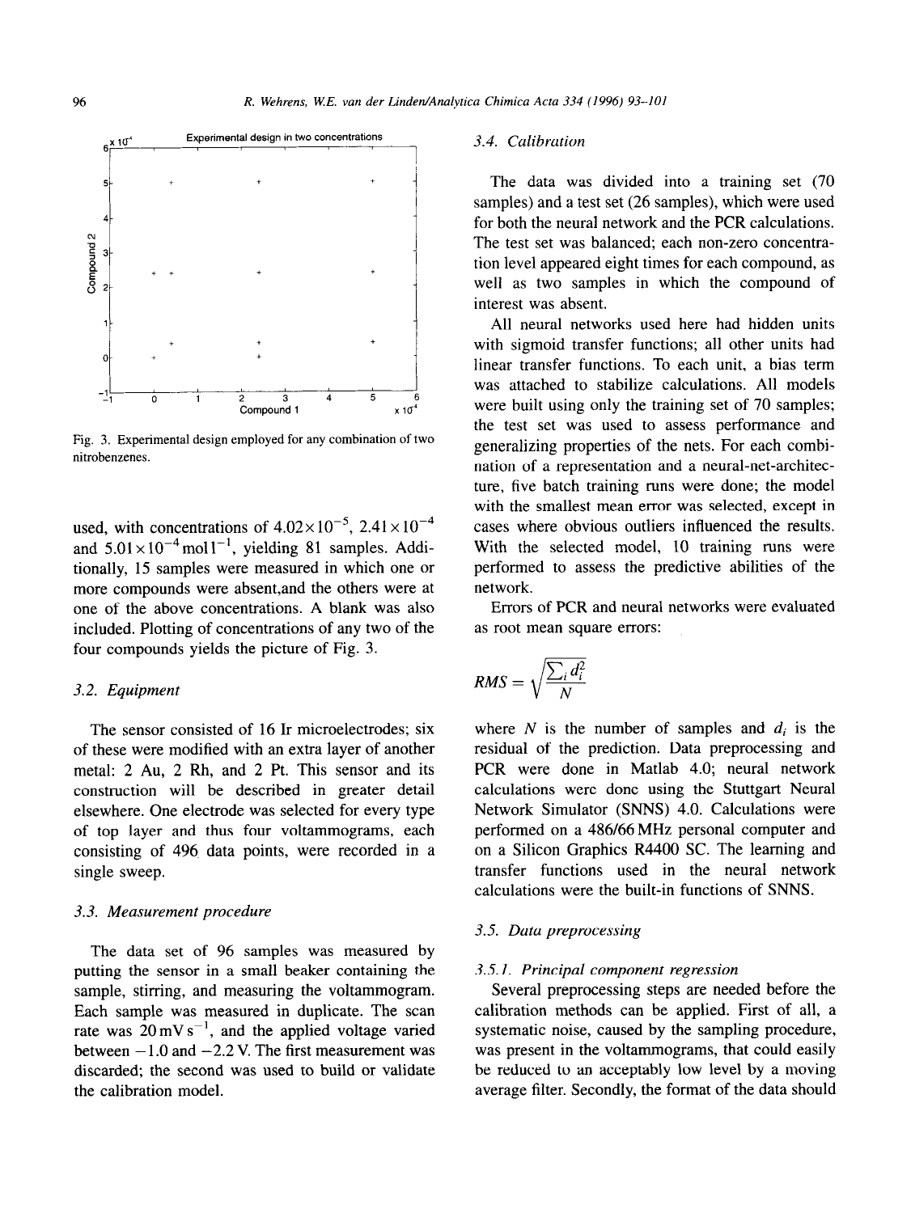Fig. 3. Experimental design employed for any combination of two nitrobenzenes.

used, with concentrations of $4.02\times10^{-5}$, $2.41\times10^{-4}$ and $5.01\times10^{-4}$ mol l$^{-1}$, yielding 81 samples. Additionally, 15 samples were measured in which one or more compounds were absent,and the others were at one of the above concentrations. A blank was also included. Plotting of concentrations of any two of the four compounds yields the picture of Fig. 3.

### 3.2. Equipment

The sensor consisted of 16 Ir microelectrodes; six of these were modified with an extra layer of another metal: 2 Au, 2 Rh, and 2 Pt. This sensor and its construction will be described in greater detail elsewhere. One electrode was selected for every type of top layer and thus four voltammograms, each consisting of 496 data points, were recorded in a single sweep.

### 3.3. Measurement procedure

The data set of 96 samples was measured by putting the sensor in a small beaker containing the sample, stirring, and measuring the voltammogram. Each sample was measured in duplicate. The scan rate was 20 mV s$^{-1}$, and the applied voltage varied between $-1.0$ and $-2.2$ V. The first measurement was discarded; the second was used to build or validate the calibration model.

### 3.4. Calibration

The data was divided into a training set (70 samples) and a test set (26 samples), which were used for both the neural network and the PCR calculations. The test set was balanced; each non-zero concentration level appeared eight times for each compound, as well as two samples in which the compound of interest was absent.

All neural networks used here had hidden units with sigmoid transfer functions; all other units had linear transfer functions. To each unit, a bias term was attached to stabilize calculations. All models were built using only the training set of 70 samples; the test set was used to assess performance and generalizing properties of the nets. For each combination of a representation and a neural-net-architecture, five batch training runs were done; the model with the smallest mean error was selected, except in cases where obvious outliers influenced the results. With the selected model, 10 training runs were performed to assess the predictive abilities of the network.

Errors of PCR and neural networks were evaluated as root mean square errors:

$$RMS = \sqrt{\frac{\sum_i d_i^2}{N}}$$

where $N$ is the number of samples and $d_i$ is the residual of the prediction. Data preprocessing and PCR were done in Matlab 4.0; neural network calculations were done using the Stuttgart Neural Network Simulator (SNNS) 4.0. Calculations were performed on a 486/66 MHz personal computer and on a Silicon Graphics R4400 SC. The learning and transfer functions used in the neural network calculations were the built-in functions of SNNS.

### 3.5. Data preprocessing

#### 3.5.1. Principal component regression

Several preprocessing steps are needed before the calibration methods can be applied. First of all, a systematic noise, caused by the sampling procedure, was present in the voltammograms, that could easily be reduced to an acceptably low level by a moving average filter. Secondly, the format of the data should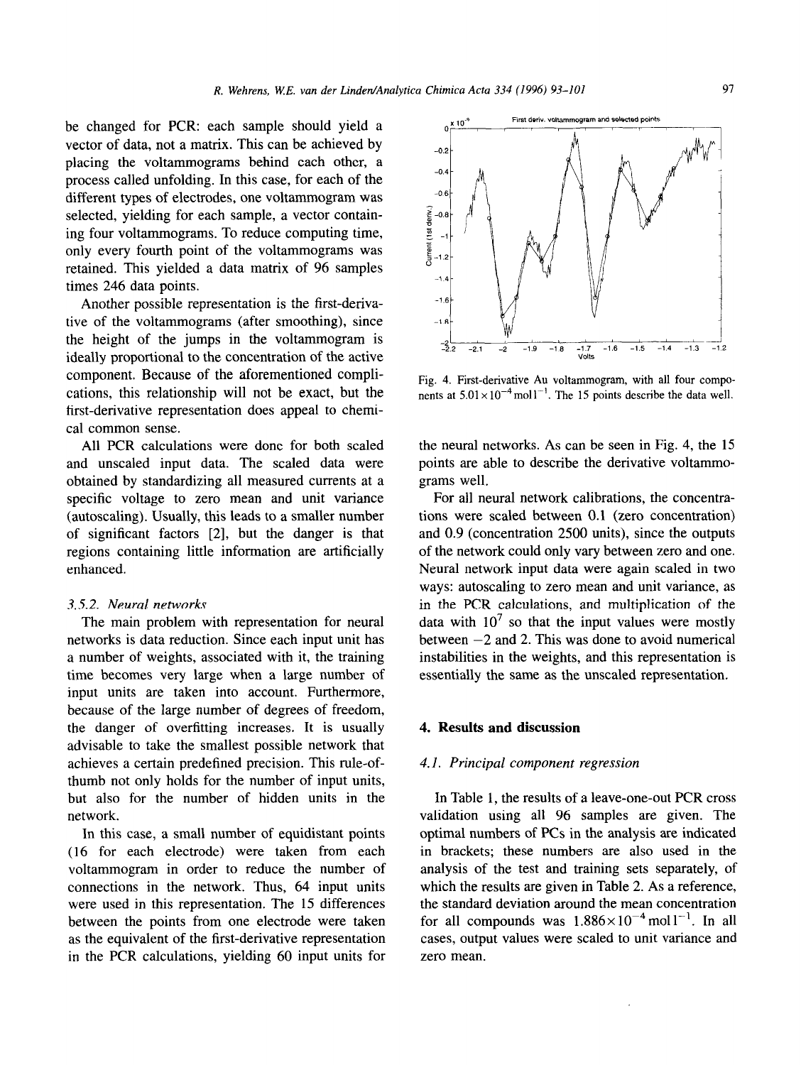be changed for PCR: each sample should yield a vector of data, not a matrix. This can be achieved by placing the voltammograms behind each other, a process called unfolding. In this case, for each of the different types of electrodes, one voltammogram was selected, yielding for each sample, a vector containing four voltammograms. To reduce computing time, only every fourth point of the voltammograms was retained. This yielded a data matrix of 96 samples times 246 data points.

Another possible representation is the first-derivative of the voltammograms (after smoothing), since the height of the jumps in the voltammogram is ideally proportional to the concentration of the active component. Because of the aforementioned complications, this relationship will not be exact, but the first-derivative representation does appeal to chemical common sense.

All PCR calculations were done for both scaled and unscaled input data. The scaled data were obtained by standardizing all measured currents at a specific voltage to zero mean and unit variance (autoscaling). Usually, this leads to a smaller number of significant factors [2], but the danger is that regions containing little information are artificially enhanced.

### 3.5.2. Neural networks

The main problem with representation for neural networks is data reduction. Since each input unit has a number of weights, associated with it, the training time becomes very large when a large number of input units are taken into account. Furthermore, because of the large number of degrees of freedom, the danger of overfitting increases. It is usually advisable to take the smallest possible network that achieves a certain predefined precision. This rule-of-thumb not only holds for the number of input units, but also for the number of hidden units in the network.

In this case, a small number of equidistant points (16 for each electrode) were taken from each voltammogram in order to reduce the number of connections in the network. Thus, 64 input units were used in this representation. The 15 differences between the points from one electrode were taken as the equivalent of the first-derivative representation in the PCR calculations, yielding 60 input units for the neural networks. As can be seen in Fig. 4, the 15 points are able to describe the derivative voltammograms well.

Fig. 4. First-derivative Au voltammogram, with all four components at $5.01 \times 10^{-4}$ mol l$^{-1}$. The 15 points describe the data well.

For all neural network calibrations, the concentrations were scaled between 0.1 (zero concentration) and 0.9 (concentration 2500 units), since the outputs of the network could only vary between zero and one. Neural network input data were again scaled in two ways: autoscaling to zero mean and unit variance, as in the PCR calculations, and multiplication of the data with $10^7$ so that the input values were mostly between $-2$ and 2. This was done to avoid numerical instabilities in the weights, and this representation is essentially the same as the unscaled representation.

## 4. Results and discussion

### 4.1. Principal component regression

In Table 1, the results of a leave-one-out PCR cross validation using all 96 samples are given. The optimal numbers of PCs in the analysis are indicated in brackets; these numbers are also used in the analysis of the test and training sets separately, of which the results are given in Table 2. As a reference, the standard deviation around the mean concentration for all compounds was $1.886 \times 10^{-4}$ mol l$^{-1}$. In all cases, output values were scaled to unit variance and zero mean.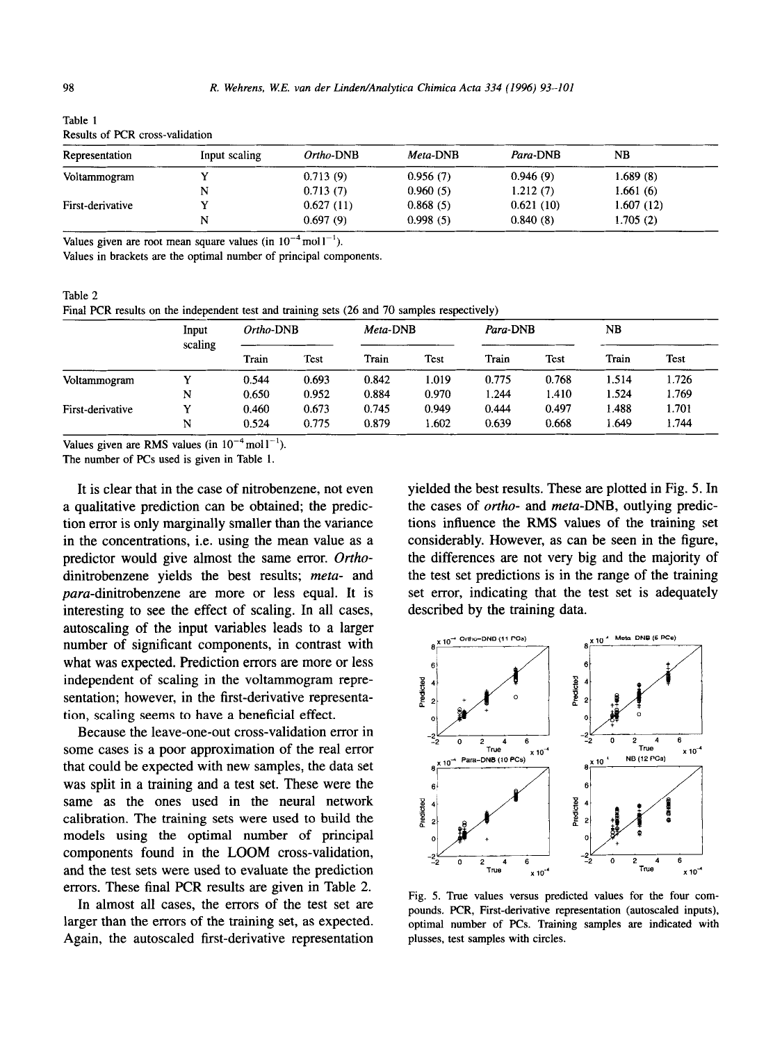Table 1
Results of PCR cross-validation

| Representation | Input scaling | *Ortho*-DNB | *Meta*-DNB | *Para*-DNB | NB |
|---|---|---|---|---|---|
| Voltammogram | Y | 0.713 (9) | 0.956 (7) | 0.946 (9) | 1.689 (8) |
| | N | 0.713 (7) | 0.960 (5) | 1.212 (7) | 1.661 (6) |
| First-derivative | Y | 0.627 (11) | 0.868 (5) | 0.621 (10) | 1.607 (12) |
| | N | 0.697 (9) | 0.998 (5) | 0.840 (8) | 1.705 (2) |

Values given are root mean square values (in $10^{-4}$ mol $l^{-1}$).
Values in brackets are the optimal number of principal components.

Table 2
Final PCR results on the independent test and training sets (26 and 70 samples respectively)

| | Input scaling | *Ortho*-DNB | | *Meta*-DNB | | *Para*-DNB | | NB | |
|---|---|---|---|---|---|---|---|---|---|
| | | Train | Test | Train | Test | Train | Test | Train | Test |
| Voltammogram | Y | 0.544 | 0.693 | 0.842 | 1.019 | 0.775 | 0.768 | 1.514 | 1.726 |
| | N | 0.650 | 0.952 | 0.884 | 0.970 | 1.244 | 1.410 | 1.524 | 1.769 |
| First-derivative | Y | 0.460 | 0.673 | 0.745 | 0.949 | 0.444 | 0.497 | 1.488 | 1.701 |
| | N | 0.524 | 0.775 | 0.879 | 1.602 | 0.639 | 0.668 | 1.649 | 1.744 |

Values given are RMS values (in $10^{-4}$ mol $l^{-1}$).
The number of PCs used is given in Table 1.

It is clear that in the case of nitrobenzene, not even a qualitative prediction can be obtained; the prediction error is only marginally smaller than the variance in the concentrations, i.e. using the mean value as a predictor would give almost the same error. *Ortho*-dinitrobenzene yields the best results; *meta*- and *para*-dinitrobenzene are more or less equal. It is interesting to see the effect of scaling. In all cases, autoscaling of the input variables leads to a larger number of significant components, in contrast with what was expected. Prediction errors are more or less independent of scaling in the voltammogram representation; however, in the first-derivative representation, scaling seems to have a beneficial effect.

Because the leave-one-out cross-validation error in some cases is a poor approximation of the real error that could be expected with new samples, the data set was split in a training and a test set. These were the same as the ones used in the neural network calibration. The training sets were used to build the models using the optimal number of principal components found in the LOOM cross-validation, and the test sets were used to evaluate the prediction errors. These final PCR results are given in Table 2.

In almost all cases, the errors of the test set are larger than the errors of the training set, as expected. Again, the autoscaled first-derivative representation yielded the best results. These are plotted in Fig. 5. In the cases of *ortho*- and *meta*-DNB, outlying predictions influence the RMS values of the training set considerably. However, as can be seen in the figure, the differences are not very big and the majority of the test set predictions is in the range of the training set error, indicating that the test set is adequately described by the training data.

Fig. 5. True values versus predicted values for the four compounds. PCR, First-derivative representation (autoscaled inputs), optimal number of PCs. Training samples are indicated with plusses, test samples with circles.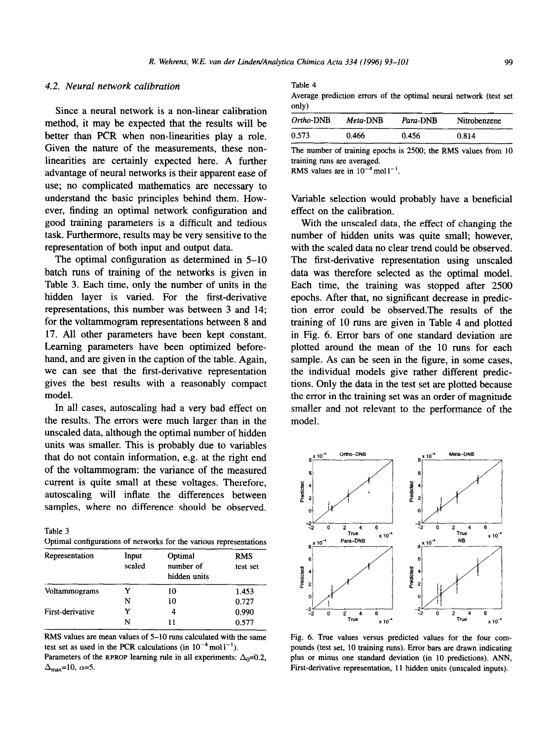### 4.2. Neural network calibration

Since a neural network is a non-linear calibration method, it may be expected that the results will be better than PCR when non-linearities play a role. Given the nature of the measurements, these non-linearities are certainly expected here. A further advantage of neural networks is their apparent ease of use; no complicated mathematics are necessary to understand the basic principles behind them. However, finding an optimal network configuration and good training parameters is a difficult and tedious task. Furthermore, results may be very sensitive to the representation of both input and output data.

The optimal configuration as determined in 5–10 batch runs of training of the networks is given in Table 3. Each time, only the number of units in the hidden layer is varied. For the first-derivative representations, this number was between 3 and 14; for the voltammogram representations between 8 and 17. All other parameters have been kept constant. Learning parameters have been optimized beforehand, and are given in the caption of the table. Again, we can see that the first-derivative representation gives the best results with a reasonably compact model.

In all cases, autoscaling had a very bad effect on the results. The errors were much larger than in the unscaled data, although the optimal number of hidden units was smaller. This is probably due to variables that do not contain information, e.g. at the right end of the voltammogram: the variance of the measured current is quite small at these voltages. Therefore, autoscaling will inflate the differences between samples, where no difference should be observed.

Table 3
Optimal configurations of networks for the various representations

| Representation | Input scaled | Optimal number of hidden units | RMS test set |
|---|---|---|---|
| Voltammograms | Y | 10 | 1.453 |
| | N | 10 | 0.727 |
| First-derivative | Y | 4 | 0.990 |
| | N | 11 | 0.577 |

RMS values are mean values of 5–10 runs calculated with the same test set as used in the PCR calculations (in $10^{-4}$ mol l$^{-1}$).
Parameters of the RPROP learning rule in all experiments: $\Delta_0$=0.2, $\Delta_{max}$=10, $\alpha$=5.

Table 4
Average prediction errors of the optimal neural network (test set only)

| *Ortho*-DNB | *Meta*-DNB | *Para*-DNB | Nitrobenzene |
|---|---|---|---|
| 0.573 | 0.466 | 0.456 | 0.814 |

The number of training epochs is 2500; the RMS values from 10 training runs are averaged.
RMS values are in $10^{-4}$ mol l$^{-1}$.

Variable selection would probably have a beneficial effect on the calibration.

With the unscaled data, the effect of changing the number of hidden units was quite small; however, with the scaled data no clear trend could be observed. The first-derivative representation using unscaled data was therefore selected as the optimal model. Each time, the training was stopped after 2500 epochs. After that, no significant decrease in prediction error could be observed.The results of the training of 10 runs are given in Table 4 and plotted in Fig. 6. Error bars of one standard deviation are plotted around the mean of the 10 runs for each sample. As can be seen in the figure, in some cases, the individual models give rather different predictions. Only the data in the test set are plotted because the error in the training set was an order of magnitude smaller and not relevant to the performance of the model.

Fig. 6. True values versus predicted values for the four compounds (test set, 10 training runs). Error bars are drawn indicating plus or minus one standard deviation (in 10 predictions). ANN, First-derivative representation, 11 hidden units (unscaled inputs).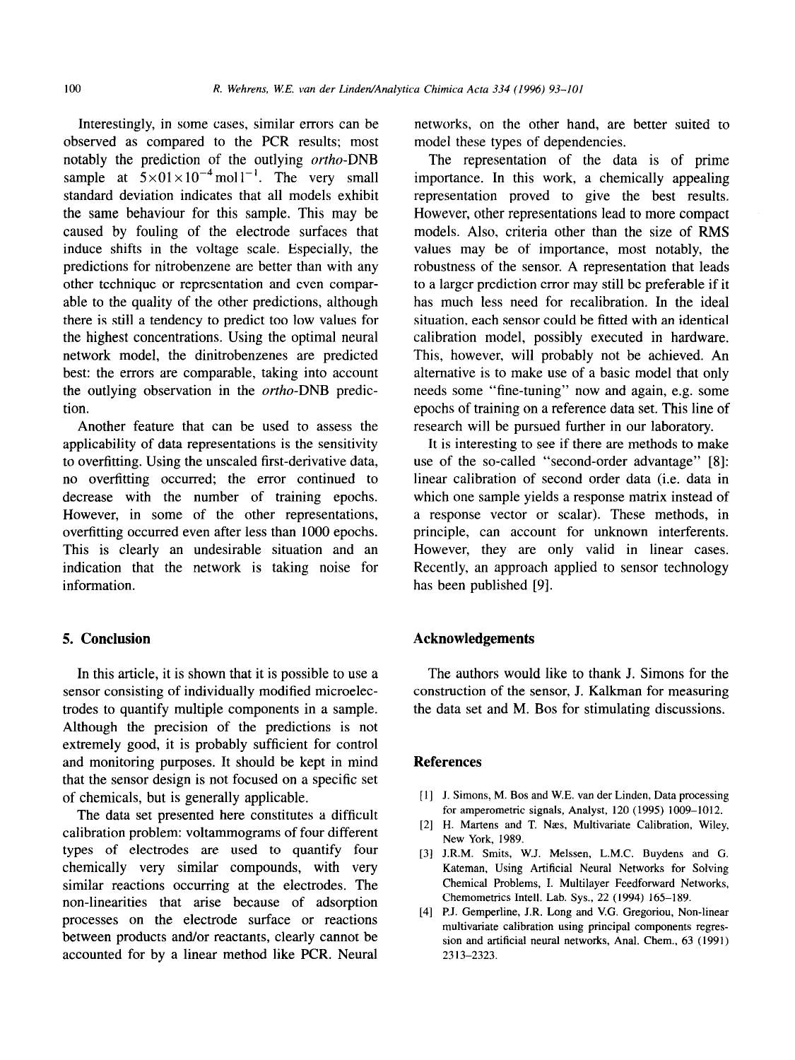Interestingly, in some cases, similar errors can be observed as compared to the PCR results; most notably the prediction of the outlying *ortho*-DNB sample at $5\times01\times10^{-4}\,\mathrm{mol\,l^{-1}}$. The very small standard deviation indicates that all models exhibit the same behaviour for this sample. This may be caused by fouling of the electrode surfaces that induce shifts in the voltage scale. Especially, the predictions for nitrobenzene are better than with any other technique or representation and even comparable to the quality of the other predictions, although there is still a tendency to predict too low values for the highest concentrations. Using the optimal neural network model, the dinitrobenzenes are predicted best: the errors are comparable, taking into account the outlying observation in the *ortho*-DNB prediction.

Another feature that can be used to assess the applicability of data representations is the sensitivity to overfitting. Using the unscaled first-derivative data, no overfitting occurred; the error continued to decrease with the number of training epochs. However, in some of the other representations, overfitting occurred even after less than 1000 epochs. This is clearly an undesirable situation and an indication that the network is taking noise for information.

## 5. Conclusion

In this article, it is shown that it is possible to use a sensor consisting of individually modified microelectrodes to quantify multiple components in a sample. Although the precision of the predictions is not extremely good, it is probably sufficient for control and monitoring purposes. It should be kept in mind that the sensor design is not focused on a specific set of chemicals, but is generally applicable.

The data set presented here constitutes a difficult calibration problem: voltammograms of four different types of electrodes are used to quantify four chemically very similar compounds, with very similar reactions occurring at the electrodes. The non-linearities that arise because of adsorption processes on the electrode surface or reactions between products and/or reactants, clearly cannot be accounted for by a linear method like PCR. Neural networks, on the other hand, are better suited to model these types of dependencies.

The representation of the data is of prime importance. In this work, a chemically appealing representation proved to give the best results. However, other representations lead to more compact models. Also, criteria other than the size of RMS values may be of importance, most notably, the robustness of the sensor. A representation that leads to a larger prediction error may still be preferable if it has much less need for recalibration. In the ideal situation, each sensor could be fitted with an identical calibration model, possibly executed in hardware. This, however, will probably not be achieved. An alternative is to make use of a basic model that only needs some "fine-tuning" now and again, e.g. some epochs of training on a reference data set. This line of research will be pursued further in our laboratory.

It is interesting to see if there are methods to make use of the so-called "second-order advantage" [8]: linear calibration of second order data (i.e. data in which one sample yields a response matrix instead of a response vector or scalar). These methods, in principle, can account for unknown interferents. However, they are only valid in linear cases. Recently, an approach applied to sensor technology has been published [9].

## Acknowledgements

The authors would like to thank J. Simons for the construction of the sensor, J. Kalkman for measuring the data set and M. Bos for stimulating discussions.

## References

[1] J. Simons, M. Bos and W.E. van der Linden, Data processing for amperometric signals, Analyst, 120 (1995) 1009–1012.

[2] H. Martens and T. Næs, Multivariate Calibration, Wiley, New York, 1989.

[3] J.R.M. Smits, W.J. Melssen, L.M.C. Buydens and G. Kateman, Using Artificial Neural Networks for Solving Chemical Problems, I. Multilayer Feedforward Networks, Chemometrics Intell. Lab. Sys., 22 (1994) 165–189.

[4] P.J. Gemperline, J.R. Long and V.G. Gregoriou, Non-linear multivariate calibration using principal components regression and artificial neural networks, Anal. Chem., 63 (1991) 2313–2323.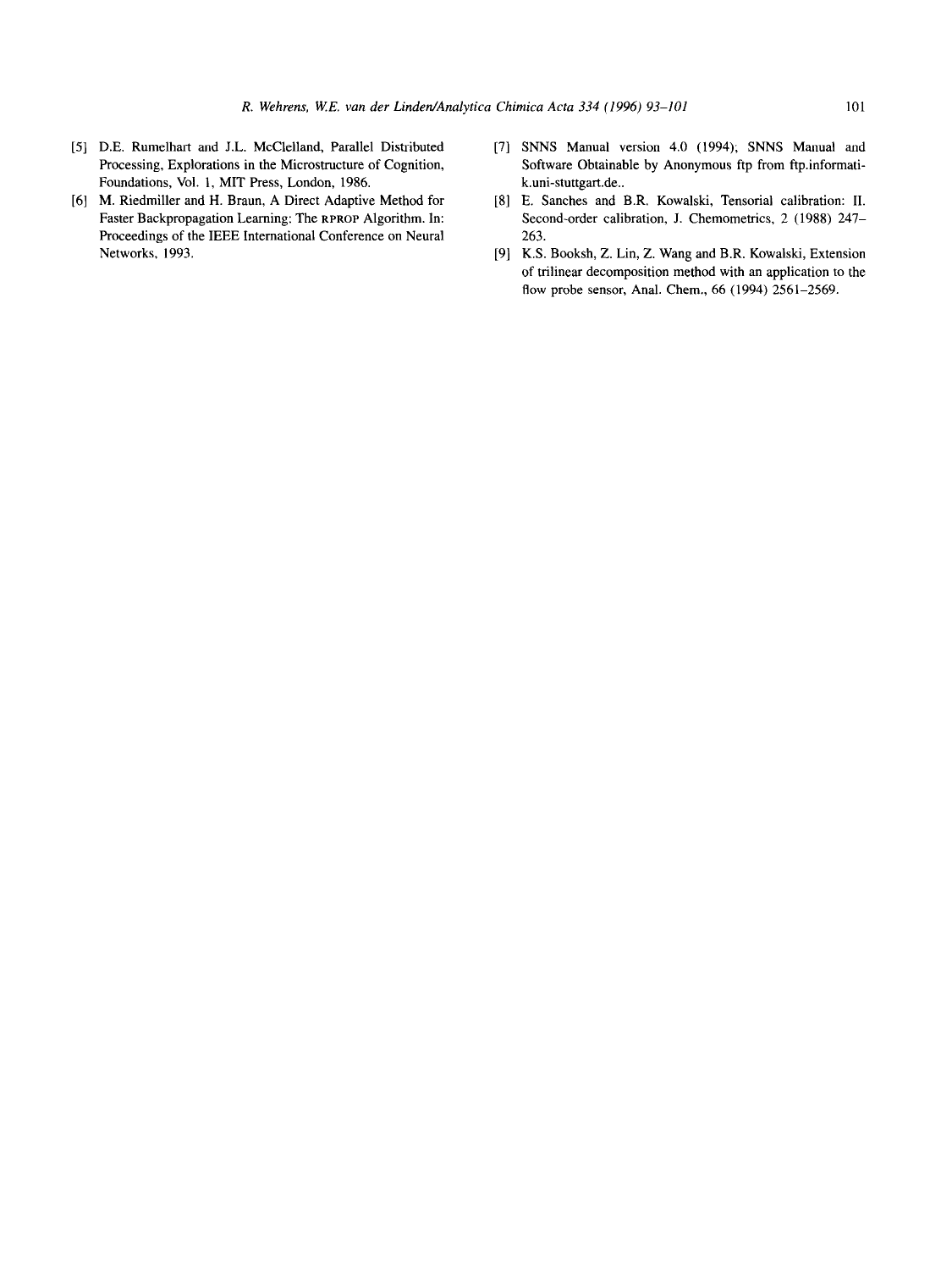[5] D.E. Rumelhart and J.L. McClelland, Parallel Distributed Processing, Explorations in the Microstructure of Cognition, Foundations, Vol. 1, MIT Press, London, 1986.

[6] M. Riedmiller and H. Braun, A Direct Adaptive Method for Faster Backpropagation Learning: The RPROP Algorithm. In: Proceedings of the IEEE International Conference on Neural Networks, 1993.

[7] SNNS Manual version 4.0 (1994); SNNS Manual and Software Obtainable by Anonymous ftp from ftp.informatik.uni-stuttgart.de..

[8] E. Sanches and B.R. Kowalski, Tensorial calibration: II. Second-order calibration, J. Chemometrics, 2 (1988) 247–263.

[9] K.S. Booksh, Z. Lin, Z. Wang and B.R. Kowalski, Extension of trilinear decomposition method with an application to the flow probe sensor, Anal. Chem., 66 (1994) 2561–2569.